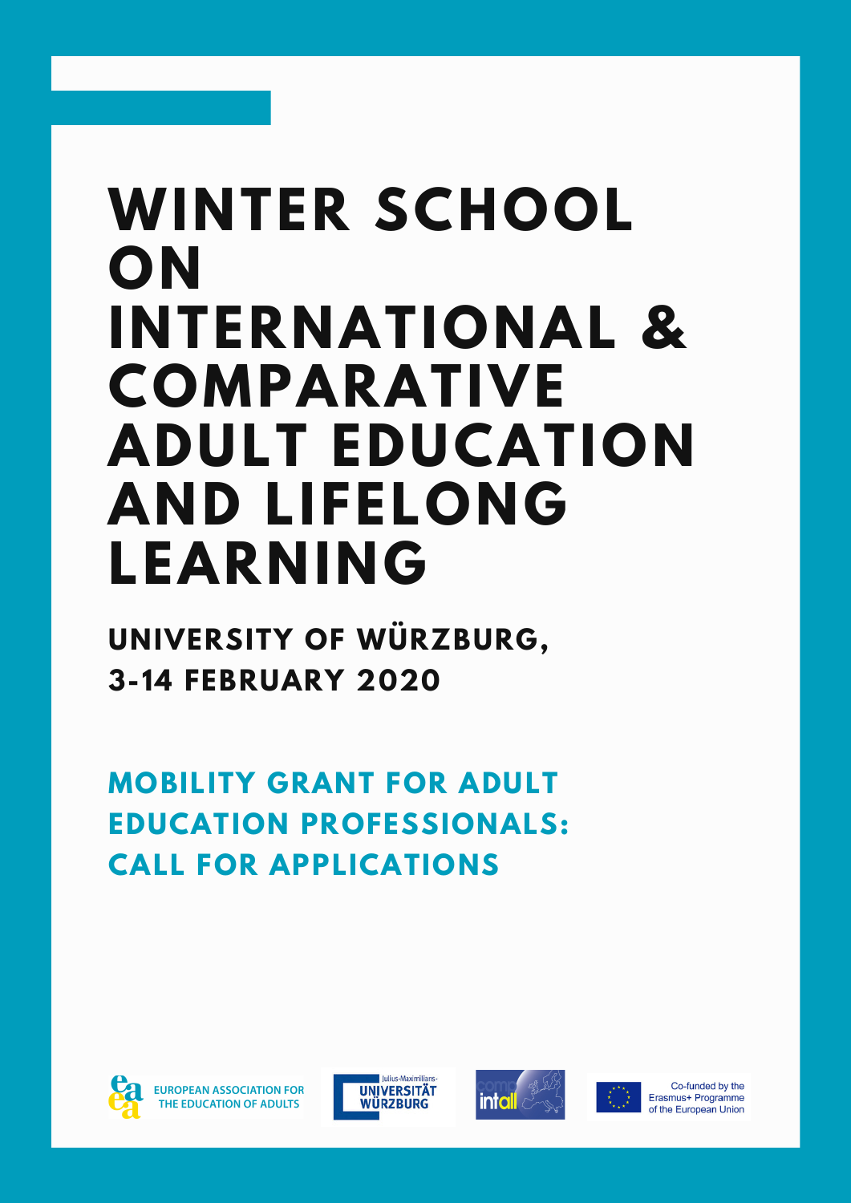# WINTER SCHOOL ON INTERNATIONAL & COMPARATIVE ADULT EDUCATION AND LIFELONG LEARNING

## UNIVERSITY OF WÜRZBURG, 3-14 FEBRUARY 2020

## MOBILITY GRANT FOR ADULT EDUCATION PROFESSIONALS: CALL FOR APPLICATIONS

EUROPEAN ASSOCIATION FOR THE EDUCATION OF ADULTS

Julius-Maximilians-UNIVERSITÄT WÜRZBURG

comp intall

Co-funded by the Erasmus+ Programme of the European Union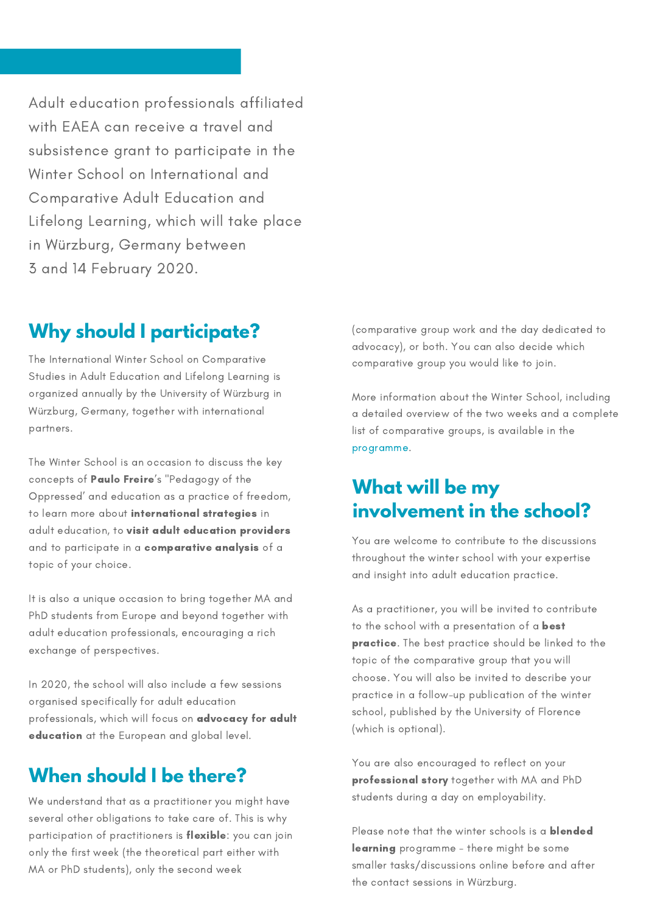Adult education professionals affiliated with EAEA can receive a travel and subsistence grant to participate in the Winter School on International and Comparative Adult Education and Lifelong Learning, which will take place in Würzburg, Germany between 3 and 14 February 2020.

## Why should I participate?

The International Winter School on Comparative Studies in Adult Education and Lifelong Learning is organized annually by the University of Würzburg in Würzburg, Germany, together with international partners.

The Winter School is an occasion to discuss the key concepts of **Paulo Freire**'s "Pedagogy of the Oppressed' and education as a practice of freedom, to learn more about **international strategies** in adult education, to **visit adult education providers** and to participate in a **comparative analysis** of a topic of your choice.

It is also a unique occasion to bring together MA and PhD students from Europe and beyond together with adult education professionals, encouraging a rich exchange of perspectives.

In 2020, the school will also include a few sessions organised specifically for adult education professionals, which will focus on **advocacy for adult education** at the European and global level.

## When should I be there?

We understand that as a practitioner you might have several other obligations to take care of. This is why participation of practitioners is **flexible**: you can join only the first week (the theoretical part either with MA or PhD students), only the second week (comparative group work and the day dedicated to advocacy), or both. You can also decide which comparative group you would like to join.

More information about the Winter School, including a detailed overview of the two weeks and a complete list of comparative groups, is available in the programme.

## What will be my involvement in the school?

You are welcome to contribute to the discussions throughout the winter school with your expertise and insight into adult education practice.

As a practitioner, you will be invited to contribute to the school with a presentation of a **best practice**. The best practice should be linked to the topic of the comparative group that you will choose. You will also be invited to describe your practice in a follow-up publication of the winter school, published by the University of Florence (which is optional).

You are also encouraged to reflect on your **professional story** together with MA and PhD students during a day on employability.

Please note that the winter schools is a **blended learning** programme - there might be some smaller tasks/discussions online before and after the contact sessions in Würzburg.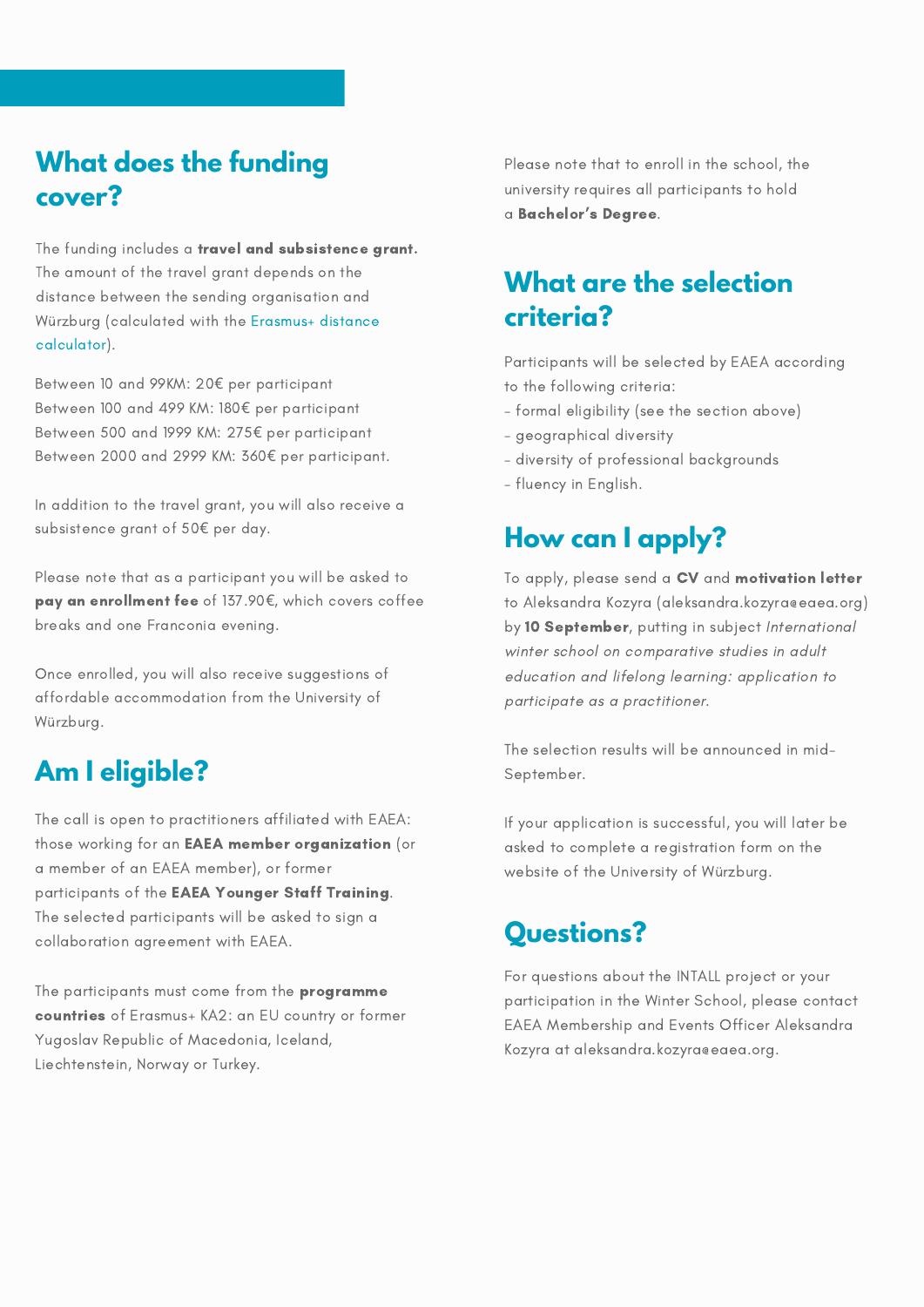## What does the funding cover?

The funding includes a **travel and subsistence grant.** The amount of the travel grant depends on the distance between the sending organisation and Würzburg (calculated with the Erasmus+ distance calculator).

Between 10 and 99KM: 20€ per participant
Between 100 and 499 KM: 180€ per participant
Between 500 and 1999 KM: 275€ per participant
Between 2000 and 2999 KM: 360€ per participant.

In addition to the travel grant, you will also receive a subsistence grant of 50€ per day.

Please note that as a participant you will be asked to **pay an enrollment fee** of 137.90€, which covers coffee breaks and one Franconia evening.

Once enrolled, you will also receive suggestions of affordable accommodation from the University of Würzburg.

## Am I eligible?

The call is open to practitioners affiliated with EAEA: those working for an **EAEA member organization** (or a member of an EAEA member), or former participants of the **EAEA Younger Staff Training**. The selected participants will be asked to sign a collaboration agreement with EAEA.

The participants must come from the **programme countries** of Erasmus+ KA2: an EU country or former Yugoslav Republic of Macedonia, Iceland, Liechtenstein, Norway or Turkey.

Please note that to enroll in the school, the university requires all participants to hold a **Bachelor's Degree**.

## What are the selection criteria?

Participants will be selected by EAEA according to the following criteria:
- formal eligibility (see the section above)
- geographical diversity
- diversity of professional backgrounds
- fluency in English.

## How can I apply?

To apply, please send a **CV** and **motivation letter** to Aleksandra Kozyra (aleksandra.kozyra@eaea.org) by **10 September**, putting in subject *International winter school on comparative studies in adult education and lifelong learning: application to participate as a practitioner.*

The selection results will be announced in mid-September.

If your application is successful, you will later be asked to complete a registration form on the website of the University of Würzburg.

## Questions?

For questions about the INTALL project or your participation in the Winter School, please contact EAEA Membership and Events Officer Aleksandra Kozyra at aleksandra.kozyra@eaea.org.